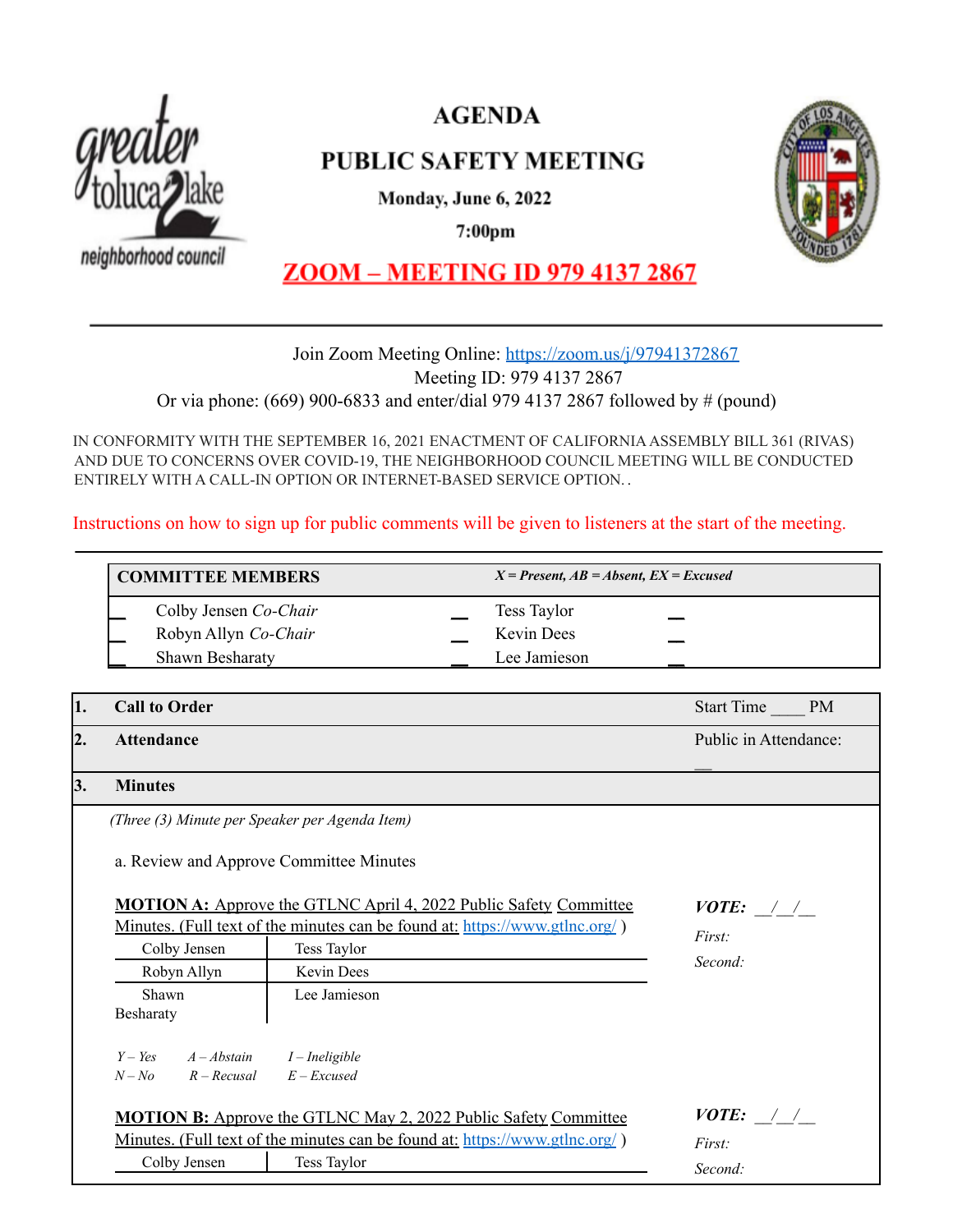# AGENDA

## PUBLIC SAFETY MEETING

**Monday, June 6, 2022**

**7:00pm**

**ZOOM – MEETING ID 979 4137 2867**

---

Join Zoom Meeting Online: https://zoom.us/j/97941372867

Meeting ID: 979 4137 2867

Or via phone: (669) 900-6833 and enter/dial 979 4137 2867 followed by # (pound)

IN CONFORMITY WITH THE SEPTEMBER 16, 2021 ENACTMENT OF CALIFORNIA ASSEMBLY BILL 361 (RIVAS) AND DUE TO CONCERNS OVER COVID-19, THE NEIGHBORHOOD COUNCIL MEETING WILL BE CONDUCTED ENTIRELY WITH A CALL-IN OPTION OR INTERNET-BASED SERVICE OPTION. .

Instructions on how to sign up for public comments will be given to listeners at the start of the meeting.

---

| **COMMITTEE MEMBERS** | | *X = Present, AB = Absent, EX = Excused* | |
|---|---|---|---|
| __ | Colby Jensen *Co-Chair* | __ Tess Taylor | __ |
| __ | Robyn Allyn *Co-Chair* | __ Kevin Dees | __ |
| __ | Shawn Besharaty | __ Lee Jamieson | __ |

| | | |
|---|---|---|
| **1.** | **Call to Order** | Start Time ____ PM |
| **2.** | **Attendance** | Public in Attendance: __ |
| **3.** | **Minutes** | |

*(Three (3) Minute per Speaker per Agenda Item)*

a. Review and Approve Committee Minutes

**MOTION A:** Approve the GTLNC April 4, 2022 Public Safety Committee Minutes. (Full text of the minutes can be found at: https://www.gtlnc.org/ )

***VOTE:*** __/__/__

*First:*

*Second:*

| | |
|---|---|
| Colby Jensen | Tess Taylor |
| Robyn Allyn | Kevin Dees |
| Shawn Besharaty | Lee Jamieson |

*Y – Yes*  *A – Abstain*  *I – Ineligible*
*N – No*  *R – Recusal*  *E – Excused*

**MOTION B:** Approve the GTLNC May 2, 2022 Public Safety Committee Minutes. (Full text of the minutes can be found at: https://www.gtlnc.org/ )

***VOTE:*** __/__/__

*First:*

*Second:*

| | |
|---|---|
| Colby Jensen | Tess Taylor |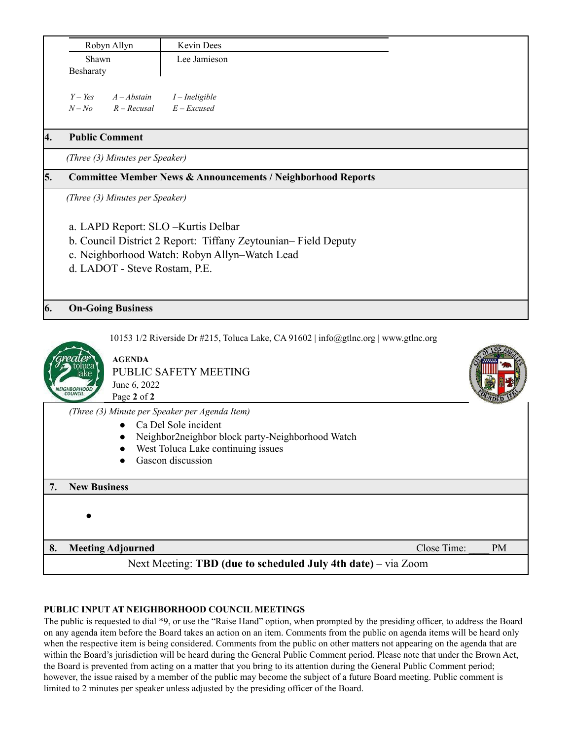| Robyn Allyn | Kevin Dees |
|---|---|
| Shawn Besharaty | Lee Jamieson |

*Y – Yes* *A – Abstain* *I – Ineligible*
*N – No* *R – Recusal* *E – Excused*

## 4. Public Comment

*(Three (3) Minutes per Speaker)*

## 5. Committee Member News & Announcements / Neighborhood Reports

*(Three (3) Minutes per Speaker)*

a. LAPD Report: SLO –Kurtis Delbar
b. Council District 2 Report: Tiffany Zeytounian– Field Deputy
c. Neighborhood Watch: Robyn Allyn–Watch Lead
d. LADOT - Steve Rostam, P.E.

## 6. On-Going Business

10153 1/2 Riverside Dr #215, Toluca Lake, CA 91602 | info@gtlnc.org | www.gtlnc.org

**AGENDA**
PUBLIC SAFETY MEETING
June 6, 2022

*(Three (3) Minute per Speaker per Agenda Item)*

- Ca Del Sole incident
- Neighbor2neighbor block party-Neighborhood Watch
- West Toluca Lake continuing issues
- Gascon discussion

## 7. New Business

-

## 8. Meeting Adjourned

Close Time: ____ PM

Next Meeting: **TBD (due to scheduled July 4th date)** – via Zoom

**PUBLIC INPUT AT NEIGHBORHOOD COUNCIL MEETINGS**

The public is requested to dial *9, or use the "Raise Hand" option, when prompted by the presiding officer, to address the Board on any agenda item before the Board takes an action on an item. Comments from the public on agenda items will be heard only when the respective item is being considered. Comments from the public on other matters not appearing on the agenda that are within the Board's jurisdiction will be heard during the General Public Comment period. Please note that under the Brown Act, the Board is prevented from acting on a matter that you bring to its attention during the General Public Comment period; however, the issue raised by a member of the public may become the subject of a future Board meeting. Public comment is limited to 2 minutes per speaker unless adjusted by the presiding officer of the Board.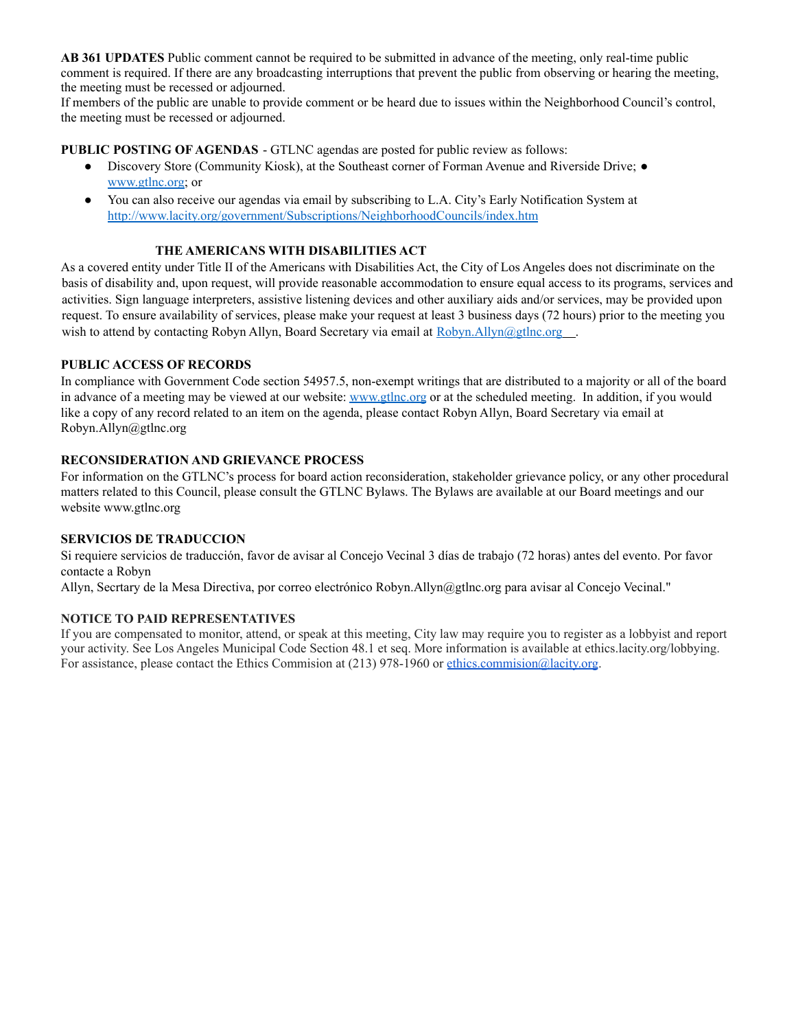**AB 361 UPDATES** Public comment cannot be required to be submitted in advance of the meeting, only real-time public comment is required. If there are any broadcasting interruptions that prevent the public from observing or hearing the meeting, the meeting must be recessed or adjourned.

If members of the public are unable to provide comment or be heard due to issues within the Neighborhood Council's control, the meeting must be recessed or adjourned.

**PUBLIC POSTING OF AGENDAS** - GTLNC agendas are posted for public review as follows:

- Discovery Store (Community Kiosk), at the Southeast corner of Forman Avenue and Riverside Drive; ● www.gtlnc.org; or
- You can also receive our agendas via email by subscribing to L.A. City's Early Notification System at http://www.lacity.org/government/Subscriptions/NeighborhoodCouncils/index.htm

**THE AMERICANS WITH DISABILITIES ACT**

As a covered entity under Title II of the Americans with Disabilities Act, the City of Los Angeles does not discriminate on the basis of disability and, upon request, will provide reasonable accommodation to ensure equal access to its programs, services and activities. Sign language interpreters, assistive listening devices and other auxiliary aids and/or services, may be provided upon request. To ensure availability of services, please make your request at least 3 business days (72 hours) prior to the meeting you wish to attend by contacting Robyn Allyn, Board Secretary via email at Robyn.Allyn@gtlnc.org .

**PUBLIC ACCESS OF RECORDS**

In compliance with Government Code section 54957.5, non-exempt writings that are distributed to a majority or all of the board in advance of a meeting may be viewed at our website: www.gtlnc.org or at the scheduled meeting. In addition, if you would like a copy of any record related to an item on the agenda, please contact Robyn Allyn, Board Secretary via email at Robyn.Allyn@gtlnc.org

**RECONSIDERATION AND GRIEVANCE PROCESS**

For information on the GTLNC's process for board action reconsideration, stakeholder grievance policy, or any other procedural matters related to this Council, please consult the GTLNC Bylaws. The Bylaws are available at our Board meetings and our website www.gtlnc.org

**SERVICIOS DE TRADUCCION**

Si requiere servicios de traducción, favor de avisar al Concejo Vecinal 3 días de trabajo (72 horas) antes del evento. Por favor contacte a Robyn

Allyn, Secrtary de la Mesa Directiva, por correo electrónico Robyn.Allyn@gtlnc.org para avisar al Concejo Vecinal."

**NOTICE TO PAID REPRESENTATIVES**

If you are compensated to monitor, attend, or speak at this meeting, City law may require you to register as a lobbyist and report your activity. See Los Angeles Municipal Code Section 48.1 et seq. More information is available at ethics.lacity.org/lobbying. For assistance, please contact the Ethics Commision at (213) 978-1960 or ethics.commision@lacity.org.